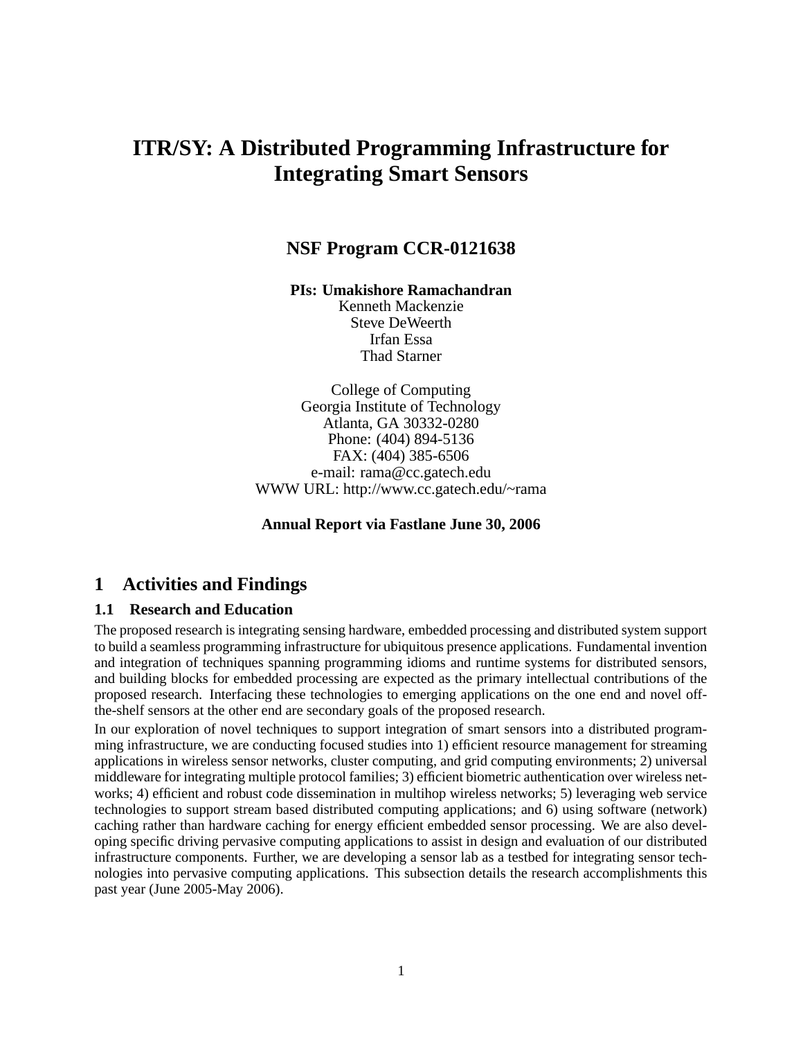# ITR/SY: A Distributed Programming Infrastructure for Integrating Smart Sensors

## NSF Program CCR-0121638

**PIs: Umakishore Ramachandran**
Kenneth Mackenzie
Steve DeWeerth
Irfan Essa
Thad Starner

College of Computing
Georgia Institute of Technology
Atlanta, GA 30332-0280
Phone: (404) 894-5136
FAX: (404) 385-6506
e-mail: rama@cc.gatech.edu
WWW URL: http://www.cc.gatech.edu/~rama

**Annual Report via Fastlane June 30, 2006**

## 1 Activities and Findings

### 1.1 Research and Education

The proposed research is integrating sensing hardware, embedded processing and distributed system support to build a seamless programming infrastructure for ubiquitous presence applications. Fundamental invention and integration of techniques spanning programming idioms and runtime systems for distributed sensors, and building blocks for embedded processing are expected as the primary intellectual contributions of the proposed research. Interfacing these technologies to emerging applications on the one end and novel off-the-shelf sensors at the other end are secondary goals of the proposed research.

In our exploration of novel techniques to support integration of smart sensors into a distributed programming infrastructure, we are conducting focused studies into 1) efficient resource management for streaming applications in wireless sensor networks, cluster computing, and grid computing environments; 2) universal middleware for integrating multiple protocol families; 3) efficient biometric authentication over wireless networks; 4) efficient and robust code dissemination in multihop wireless networks; 5) leveraging web service technologies to support stream based distributed computing applications; and 6) using software (network) caching rather than hardware caching for energy efficient embedded sensor processing. We are also developing specific driving pervasive computing applications to assist in design and evaluation of our distributed infrastructure components. Further, we are developing a sensor lab as a testbed for integrating sensor technologies into pervasive computing applications. This subsection details the research accomplishments this past year (June 2005-May 2006).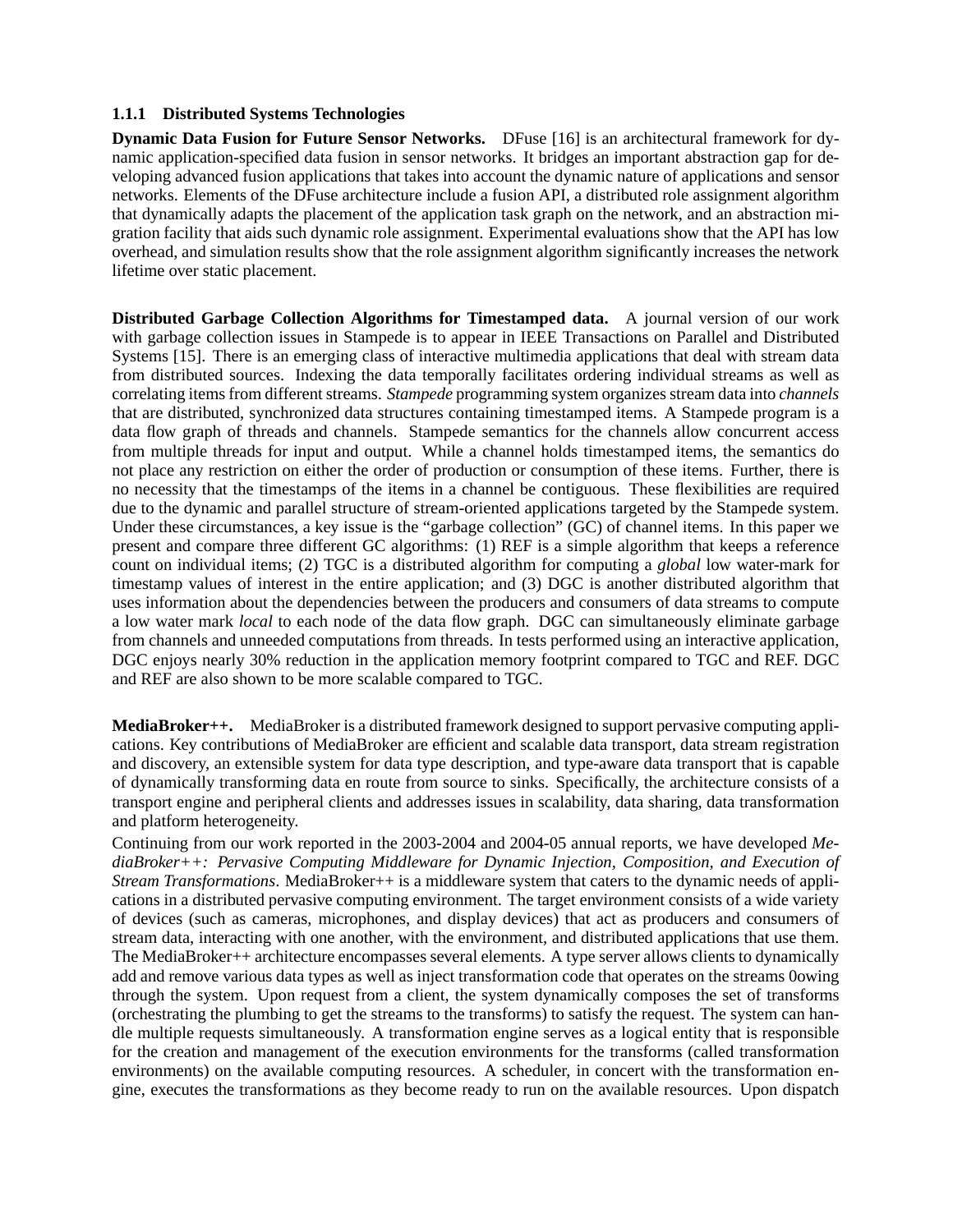### 1.1.1 Distributed Systems Technologies

**Dynamic Data Fusion for Future Sensor Networks.** DFuse [16] is an architectural framework for dynamic application-specified data fusion in sensor networks. It bridges an important abstraction gap for developing advanced fusion applications that takes into account the dynamic nature of applications and sensor networks. Elements of the DFuse architecture include a fusion API, a distributed role assignment algorithm that dynamically adapts the placement of the application task graph on the network, and an abstraction migration facility that aids such dynamic role assignment. Experimental evaluations show that the API has low overhead, and simulation results show that the role assignment algorithm significantly increases the network lifetime over static placement.

**Distributed Garbage Collection Algorithms for Timestamped data.** A journal version of our work with garbage collection issues in Stampede is to appear in IEEE Transactions on Parallel and Distributed Systems [15]. There is an emerging class of interactive multimedia applications that deal with stream data from distributed sources. Indexing the data temporally facilitates ordering individual streams as well as correlating items from different streams. *Stampede* programming system organizes stream data into *channels* that are distributed, synchronized data structures containing timestamped items. A Stampede program is a data flow graph of threads and channels. Stampede semantics for the channels allow concurrent access from multiple threads for input and output. While a channel holds timestamped items, the semantics do not place any restriction on either the order of production or consumption of these items. Further, there is no necessity that the timestamps of the items in a channel be contiguous. These flexibilities are required due to the dynamic and parallel structure of stream-oriented applications targeted by the Stampede system. Under these circumstances, a key issue is the "garbage collection" (GC) of channel items. In this paper we present and compare three different GC algorithms: (1) REF is a simple algorithm that keeps a reference count on individual items; (2) TGC is a distributed algorithm for computing a *global* low water-mark for timestamp values of interest in the entire application; and (3) DGC is another distributed algorithm that uses information about the dependencies between the producers and consumers of data streams to compute a low water mark *local* to each node of the data flow graph. DGC can simultaneously eliminate garbage from channels and unneeded computations from threads. In tests performed using an interactive application, DGC enjoys nearly 30% reduction in the application memory footprint compared to TGC and REF. DGC and REF are also shown to be more scalable compared to TGC.

**MediaBroker++.** MediaBroker is a distributed framework designed to support pervasive computing applications. Key contributions of MediaBroker are efficient and scalable data transport, data stream registration and discovery, an extensible system for data type description, and type-aware data transport that is capable of dynamically transforming data en route from source to sinks. Specifically, the architecture consists of a transport engine and peripheral clients and addresses issues in scalability, data sharing, data transformation and platform heterogeneity.

Continuing from our work reported in the 2003-2004 and 2004-05 annual reports, we have developed *MediaBroker++: Pervasive Computing Middleware for Dynamic Injection, Composition, and Execution of Stream Transformations*. MediaBroker++ is a middleware system that caters to the dynamic needs of applications in a distributed pervasive computing environment. The target environment consists of a wide variety of devices (such as cameras, microphones, and display devices) that act as producers and consumers of stream data, interacting with one another, with the environment, and distributed applications that use them. The MediaBroker++ architecture encompasses several elements. A type server allows clients to dynamically add and remove various data types as well as inject transformation code that operates on the streams 0owing through the system. Upon request from a client, the system dynamically composes the set of transforms (orchestrating the plumbing to get the streams to the transforms) to satisfy the request. The system can handle multiple requests simultaneously. A transformation engine serves as a logical entity that is responsible for the creation and management of the execution environments for the transforms (called transformation environments) on the available computing resources. A scheduler, in concert with the transformation engine, executes the transformations as they become ready to run on the available resources. Upon dispatch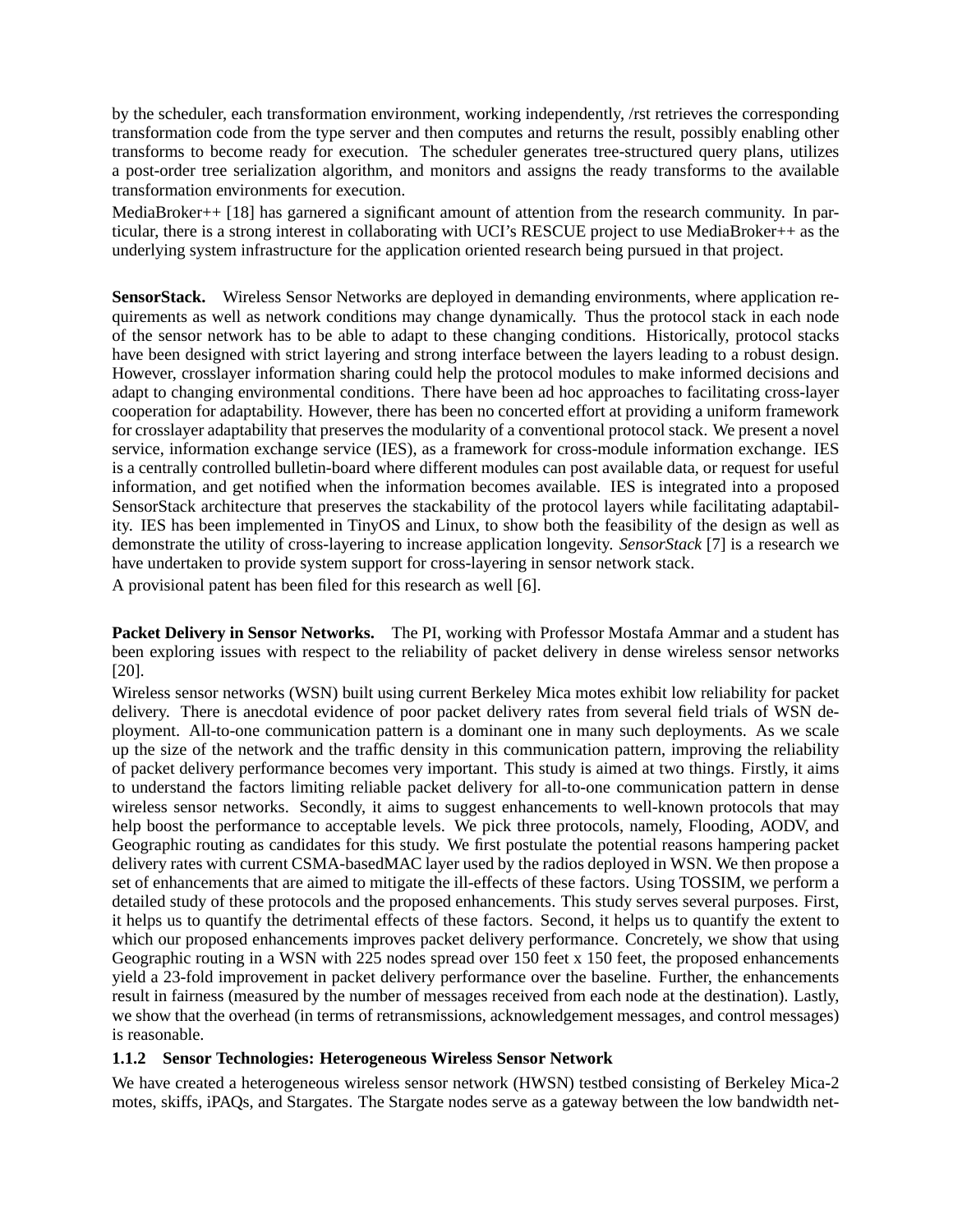by the scheduler, each transformation environment, working independently, /rst retrieves the corresponding transformation code from the type server and then computes and returns the result, possibly enabling other transforms to become ready for execution. The scheduler generates tree-structured query plans, utilizes a post-order tree serialization algorithm, and monitors and assigns the ready transforms to the available transformation environments for execution.

MediaBroker++ [18] has garnered a significant amount of attention from the research community. In particular, there is a strong interest in collaborating with UCI's RESCUE project to use MediaBroker++ as the underlying system infrastructure for the application oriented research being pursued in that project.

**SensorStack.** Wireless Sensor Networks are deployed in demanding environments, where application requirements as well as network conditions may change dynamically. Thus the protocol stack in each node of the sensor network has to be able to adapt to these changing conditions. Historically, protocol stacks have been designed with strict layering and strong interface between the layers leading to a robust design. However, crosslayer information sharing could help the protocol modules to make informed decisions and adapt to changing environmental conditions. There have been ad hoc approaches to facilitating cross-layer cooperation for adaptability. However, there has been no concerted effort at providing a uniform framework for crosslayer adaptability that preserves the modularity of a conventional protocol stack. We present a novel service, information exchange service (IES), as a framework for cross-module information exchange. IES is a centrally controlled bulletin-board where different modules can post available data, or request for useful information, and get notified when the information becomes available. IES is integrated into a proposed SensorStack architecture that preserves the stackability of the protocol layers while facilitating adaptability. IES has been implemented in TinyOS and Linux, to show both the feasibility of the design as well as demonstrate the utility of cross-layering to increase application longevity. *SensorStack* [7] is a research we have undertaken to provide system support for cross-layering in sensor network stack.

A provisional patent has been filed for this research as well [6].

**Packet Delivery in Sensor Networks.** The PI, working with Professor Mostafa Ammar and a student has been exploring issues with respect to the reliability of packet delivery in dense wireless sensor networks [20].

Wireless sensor networks (WSN) built using current Berkeley Mica motes exhibit low reliability for packet delivery. There is anecdotal evidence of poor packet delivery rates from several field trials of WSN deployment. All-to-one communication pattern is a dominant one in many such deployments. As we scale up the size of the network and the traffic density in this communication pattern, improving the reliability of packet delivery performance becomes very important. This study is aimed at two things. Firstly, it aims to understand the factors limiting reliable packet delivery for all-to-one communication pattern in dense wireless sensor networks. Secondly, it aims to suggest enhancements to well-known protocols that may help boost the performance to acceptable levels. We pick three protocols, namely, Flooding, AODV, and Geographic routing as candidates for this study. We first postulate the potential reasons hampering packet delivery rates with current CSMA-basedMAC layer used by the radios deployed in WSN. We then propose a set of enhancements that are aimed to mitigate the ill-effects of these factors. Using TOSSIM, we perform a detailed study of these protocols and the proposed enhancements. This study serves several purposes. First, it helps us to quantify the detrimental effects of these factors. Second, it helps us to quantify the extent to which our proposed enhancements improves packet delivery performance. Concretely, we show that using Geographic routing in a WSN with 225 nodes spread over 150 feet x 150 feet, the proposed enhancements yield a 23-fold improvement in packet delivery performance over the baseline. Further, the enhancements result in fairness (measured by the number of messages received from each node at the destination). Lastly, we show that the overhead (in terms of retransmissions, acknowledgement messages, and control messages) is reasonable.

### 1.1.2 Sensor Technologies: Heterogeneous Wireless Sensor Network

We have created a heterogeneous wireless sensor network (HWSN) testbed consisting of Berkeley Mica-2 motes, skiffs, iPAQs, and Stargates. The Stargate nodes serve as a gateway between the low bandwidth net-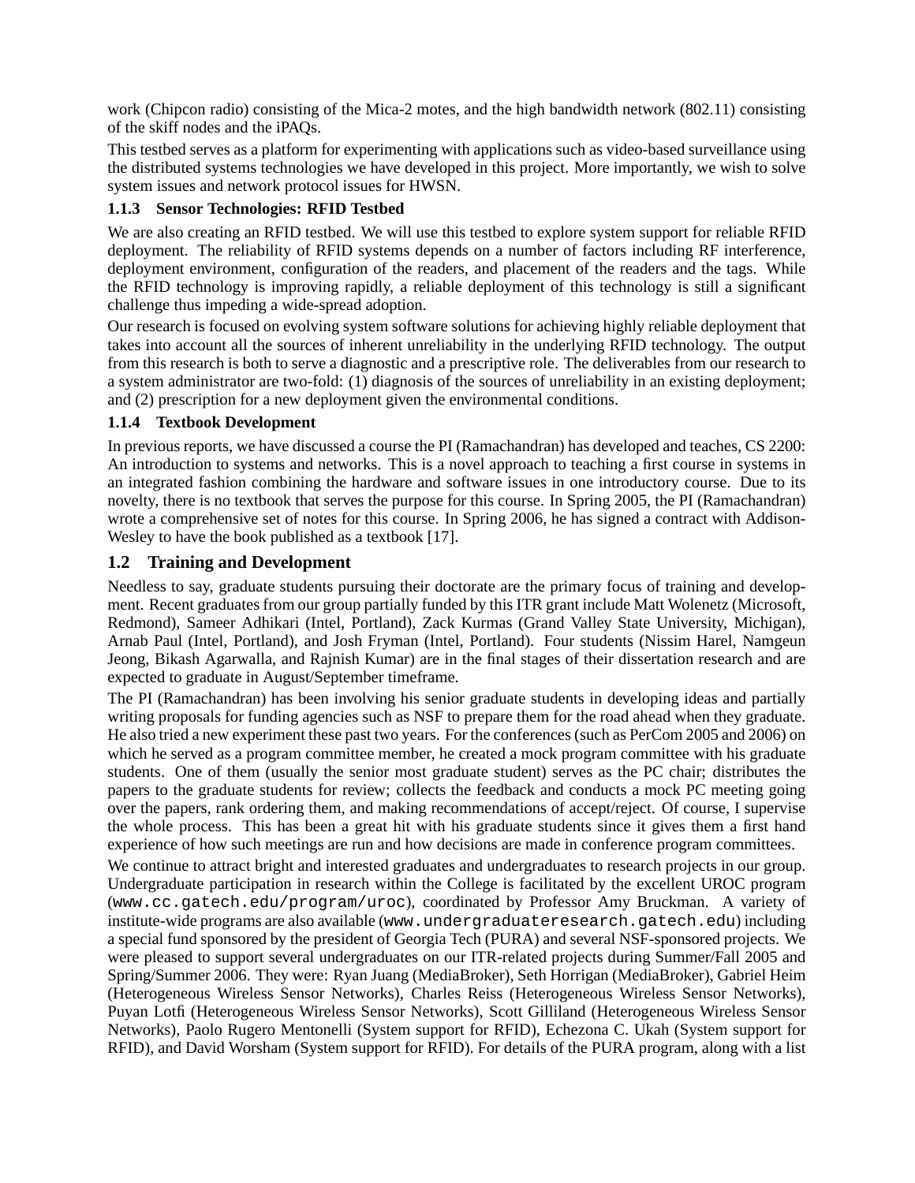work (Chipcon radio) consisting of the Mica-2 motes, and the high bandwidth network (802.11) consisting of the skiff nodes and the iPAQs.

This testbed serves as a platform for experimenting with applications such as video-based surveillance using the distributed systems technologies we have developed in this project. More importantly, we wish to solve system issues and network protocol issues for HWSN.

#### 1.1.3 Sensor Technologies: RFID Testbed

We are also creating an RFID testbed. We will use this testbed to explore system support for reliable RFID deployment. The reliability of RFID systems depends on a number of factors including RF interference, deployment environment, configuration of the readers, and placement of the readers and the tags. While the RFID technology is improving rapidly, a reliable deployment of this technology is still a significant challenge thus impeding a wide-spread adoption.

Our research is focused on evolving system software solutions for achieving highly reliable deployment that takes into account all the sources of inherent unreliability in the underlying RFID technology. The output from this research is both to serve a diagnostic and a prescriptive role. The deliverables from our research to a system administrator are two-fold: (1) diagnosis of the sources of unreliability in an existing deployment; and (2) prescription for a new deployment given the environmental conditions.

#### 1.1.4 Textbook Development

In previous reports, we have discussed a course the PI (Ramachandran) has developed and teaches, CS 2200: An introduction to systems and networks. This is a novel approach to teaching a first course in systems in an integrated fashion combining the hardware and software issues in one introductory course. Due to its novelty, there is no textbook that serves the purpose for this course. In Spring 2005, the PI (Ramachandran) wrote a comprehensive set of notes for this course. In Spring 2006, he has signed a contract with Addison-Wesley to have the book published as a textbook [17].

### 1.2 Training and Development

Needless to say, graduate students pursuing their doctorate are the primary focus of training and development. Recent graduates from our group partially funded by this ITR grant include Matt Wolenetz (Microsoft, Redmond), Sameer Adhikari (Intel, Portland), Zack Kurmas (Grand Valley State University, Michigan), Arnab Paul (Intel, Portland), and Josh Fryman (Intel, Portland). Four students (Nissim Harel, Namgeun Jeong, Bikash Agarwalla, and Rajnish Kumar) are in the final stages of their dissertation research and are expected to graduate in August/September timeframe.

The PI (Ramachandran) has been involving his senior graduate students in developing ideas and partially writing proposals for funding agencies such as NSF to prepare them for the road ahead when they graduate. He also tried a new experiment these past two years. For the conferences (such as PerCom 2005 and 2006) on which he served as a program committee member, he created a mock program committee with his graduate students. One of them (usually the senior most graduate student) serves as the PC chair; distributes the papers to the graduate students for review; collects the feedback and conducts a mock PC meeting going over the papers, rank ordering them, and making recommendations of accept/reject. Of course, I supervise the whole process. This has been a great hit with his graduate students since it gives them a first hand experience of how such meetings are run and how decisions are made in conference program committees.

We continue to attract bright and interested graduates and undergraduates to research projects in our group. Undergraduate participation in research within the College is facilitated by the excellent UROC program (`www.cc.gatech.edu/program/uroc`), coordinated by Professor Amy Bruckman. A variety of institute-wide programs are also available (`www.undergraduateresearch.gatech.edu`) including a special fund sponsored by the president of Georgia Tech (PURA) and several NSF-sponsored projects. We were pleased to support several undergraduates on our ITR-related projects during Summer/Fall 2005 and Spring/Summer 2006. They were: Ryan Juang (MediaBroker), Seth Horrigan (MediaBroker), Gabriel Heim (Heterogeneous Wireless Sensor Networks), Charles Reiss (Heterogeneous Wireless Sensor Networks), Puyan Lotfi (Heterogeneous Wireless Sensor Networks), Scott Gilliland (Heterogeneous Wireless Sensor Networks), Paolo Rugero Mentonelli (System support for RFID), Echezona C. Ukah (System support for RFID), and David Worsham (System support for RFID). For details of the PURA program, along with a list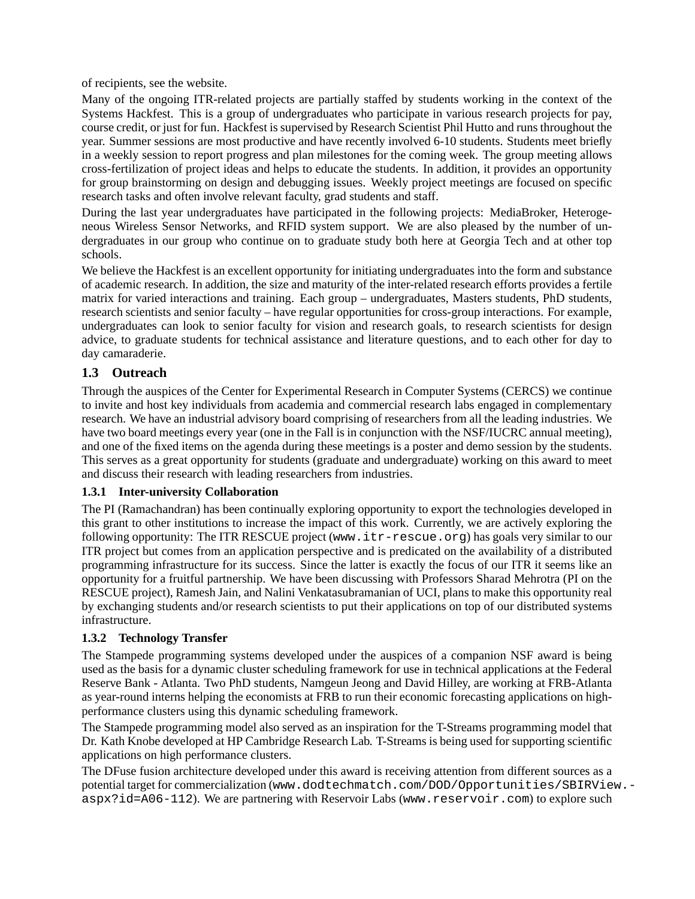of recipients, see the website.

Many of the ongoing ITR-related projects are partially staffed by students working in the context of the Systems Hackfest. This is a group of undergraduates who participate in various research projects for pay, course credit, or just for fun. Hackfest is supervised by Research Scientist Phil Hutto and runs throughout the year. Summer sessions are most productive and have recently involved 6-10 students. Students meet briefly in a weekly session to report progress and plan milestones for the coming week. The group meeting allows cross-fertilization of project ideas and helps to educate the students. In addition, it provides an opportunity for group brainstorming on design and debugging issues. Weekly project meetings are focused on specific research tasks and often involve relevant faculty, grad students and staff.

During the last year undergraduates have participated in the following projects: MediaBroker, Heterogeneous Wireless Sensor Networks, and RFID system support. We are also pleased by the number of undergraduates in our group who continue on to graduate study both here at Georgia Tech and at other top schools.

We believe the Hackfest is an excellent opportunity for initiating undergraduates into the form and substance of academic research. In addition, the size and maturity of the inter-related research efforts provides a fertile matrix for varied interactions and training. Each group – undergraduates, Masters students, PhD students, research scientists and senior faculty – have regular opportunities for cross-group interactions. For example, undergraduates can look to senior faculty for vision and research goals, to research scientists for design advice, to graduate students for technical assistance and literature questions, and to each other for day to day camaraderie.

## 1.3 Outreach

Through the auspices of the Center for Experimental Research in Computer Systems (CERCS) we continue to invite and host key individuals from academia and commercial research labs engaged in complementary research. We have an industrial advisory board comprising of researchers from all the leading industries. We have two board meetings every year (one in the Fall is in conjunction with the NSF/IUCRC annual meeting), and one of the fixed items on the agenda during these meetings is a poster and demo session by the students. This serves as a great opportunity for students (graduate and undergraduate) working on this award to meet and discuss their research with leading researchers from industries.

### 1.3.1 Inter-university Collaboration

The PI (Ramachandran) has been continually exploring opportunity to export the technologies developed in this grant to other institutions to increase the impact of this work. Currently, we are actively exploring the following opportunity: The ITR RESCUE project (`www.itr-rescue.org`) has goals very similar to our ITR project but comes from an application perspective and is predicated on the availability of a distributed programming infrastructure for its success. Since the latter is exactly the focus of our ITR it seems like an opportunity for a fruitful partnership. We have been discussing with Professors Sharad Mehrotra (PI on the RESCUE project), Ramesh Jain, and Nalini Venkatasubramanian of UCI, plans to make this opportunity real by exchanging students and/or research scientists to put their applications on top of our distributed systems infrastructure.

### 1.3.2 Technology Transfer

The Stampede programming systems developed under the auspices of a companion NSF award is being used as the basis for a dynamic cluster scheduling framework for use in technical applications at the Federal Reserve Bank - Atlanta. Two PhD students, Namgeun Jeong and David Hilley, are working at FRB-Atlanta as year-round interns helping the economists at FRB to run their economic forecasting applications on high-performance clusters using this dynamic scheduling framework.

The Stampede programming model also served as an inspiration for the T-Streams programming model that Dr. Kath Knobe developed at HP Cambridge Research Lab. T-Streams is being used for supporting scientific applications on high performance clusters.

The DFuse fusion architecture developed under this award is receiving attention from different sources as a potential target for commercialization (`www.dodtechmatch.com/DOD/Opportunities/SBIRView.aspx?id=A06-112`). We are partnering with Reservoir Labs (`www.reservoir.com`) to explore such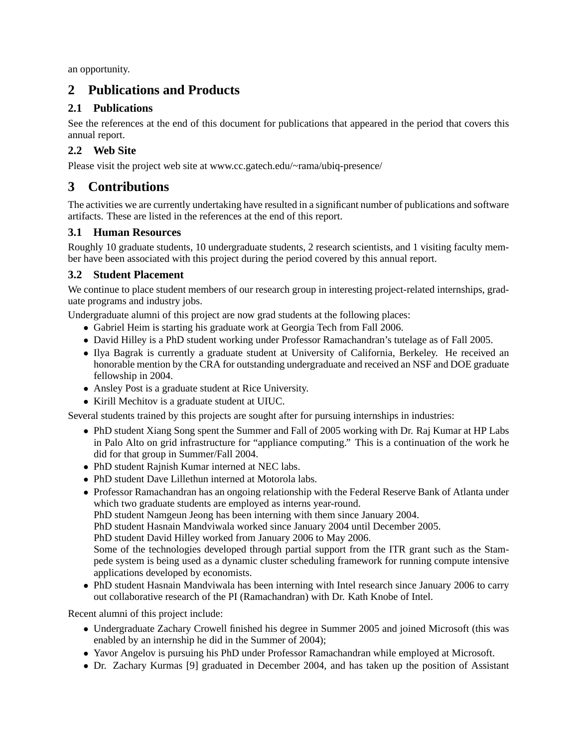an opportunity.

# 2 Publications and Products

## 2.1 Publications

See the references at the end of this document for publications that appeared in the period that covers this annual report.

## 2.2 Web Site

Please visit the project web site at www.cc.gatech.edu/~rama/ubiq-presence/

# 3 Contributions

The activities we are currently undertaking have resulted in a significant number of publications and software artifacts. These are listed in the references at the end of this report.

## 3.1 Human Resources

Roughly 10 graduate students, 10 undergraduate students, 2 research scientists, and 1 visiting faculty member have been associated with this project during the period covered by this annual report.

## 3.2 Student Placement

We continue to place student members of our research group in interesting project-related internships, graduate programs and industry jobs.

Undergraduate alumni of this project are now grad students at the following places:

- Gabriel Heim is starting his graduate work at Georgia Tech from Fall 2006.
- David Hilley is a PhD student working under Professor Ramachandran's tutelage as of Fall 2005.
- Ilya Bagrak is currently a graduate student at University of California, Berkeley. He received an honorable mention by the CRA for outstanding undergraduate and received an NSF and DOE graduate fellowship in 2004.
- Ansley Post is a graduate student at Rice University.
- Kirill Mechitov is a graduate student at UIUC.

Several students trained by this projects are sought after for pursuing internships in industries:

- PhD student Xiang Song spent the Summer and Fall of 2005 working with Dr. Raj Kumar at HP Labs in Palo Alto on grid infrastructure for "appliance computing." This is a continuation of the work he did for that group in Summer/Fall 2004.
- PhD student Rajnish Kumar interned at NEC labs.
- PhD student Dave Lillethun interned at Motorola labs.
- Professor Ramachandran has an ongoing relationship with the Federal Reserve Bank of Atlanta under which two graduate students are employed as interns year-round.
  PhD student Namgeun Jeong has been interning with them since January 2004.
  PhD student Hasnain Mandviwala worked since January 2004 until December 2005.
  PhD student David Hilley worked from January 2006 to May 2006.
  Some of the technologies developed through partial support from the ITR grant such as the Stampede system is being used as a dynamic cluster scheduling framework for running compute intensive applications developed by economists.
- PhD student Hasnain Mandviwala has been interning with Intel research since January 2006 to carry out collaborative research of the PI (Ramachandran) with Dr. Kath Knobe of Intel.

Recent alumni of this project include:

- Undergraduate Zachary Crowell finished his degree in Summer 2005 and joined Microsoft (this was enabled by an internship he did in the Summer of 2004);
- Yavor Angelov is pursuing his PhD under Professor Ramachandran while employed at Microsoft.
- Dr. Zachary Kurmas [9] graduated in December 2004, and has taken up the position of Assistant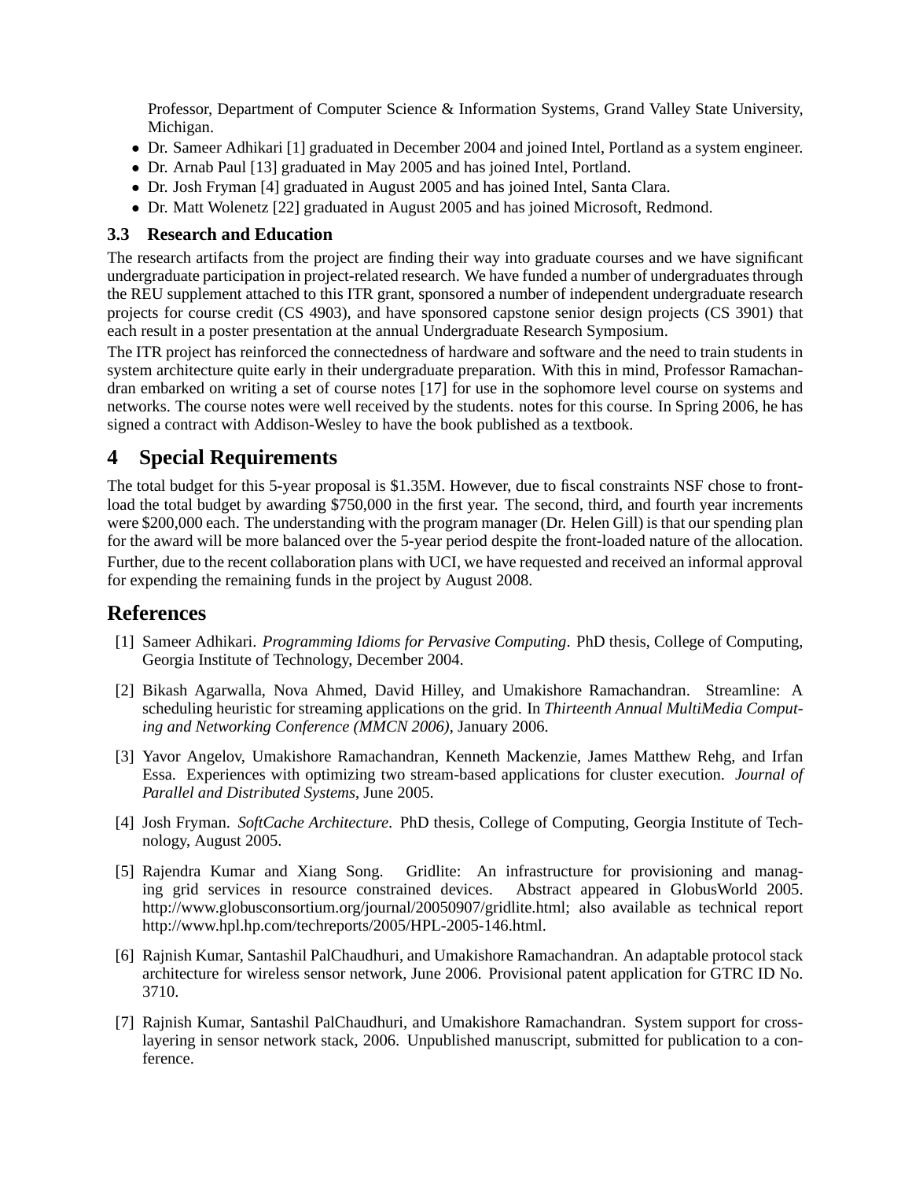Professor, Department of Computer Science & Information Systems, Grand Valley State University, Michigan.

- Dr. Sameer Adhikari [1] graduated in December 2004 and joined Intel, Portland as a system engineer.
- Dr. Arnab Paul [13] graduated in May 2005 and has joined Intel, Portland.
- Dr. Josh Fryman [4] graduated in August 2005 and has joined Intel, Santa Clara.
- Dr. Matt Wolenetz [22] graduated in August 2005 and has joined Microsoft, Redmond.

### 3.3 Research and Education

The research artifacts from the project are finding their way into graduate courses and we have significant undergraduate participation in project-related research. We have funded a number of undergraduates through the REU supplement attached to this ITR grant, sponsored a number of independent undergraduate research projects for course credit (CS 4903), and have sponsored capstone senior design projects (CS 3901) that each result in a poster presentation at the annual Undergraduate Research Symposium.

The ITR project has reinforced the connectedness of hardware and software and the need to train students in system architecture quite early in their undergraduate preparation. With this in mind, Professor Ramachandran embarked on writing a set of course notes [17] for use in the sophomore level course on systems and networks. The course notes were well received by the students. notes for this course. In Spring 2006, he has signed a contract with Addison-Wesley to have the book published as a textbook.

## 4 Special Requirements

The total budget for this 5-year proposal is $1.35M. However, due to fiscal constraints NSF chose to front-load the total budget by awarding $750,000 in the first year. The second, third, and fourth year increments were $200,000 each. The understanding with the program manager (Dr. Helen Gill) is that our spending plan for the award will be more balanced over the 5-year period despite the front-loaded nature of the allocation. Further, due to the recent collaboration plans with UCI, we have requested and received an informal approval for expending the remaining funds in the project by August 2008.

## References

[1] Sameer Adhikari. *Programming Idioms for Pervasive Computing*. PhD thesis, College of Computing, Georgia Institute of Technology, December 2004.

[2] Bikash Agarwalla, Nova Ahmed, David Hilley, and Umakishore Ramachandran. Streamline: A scheduling heuristic for streaming applications on the grid. In *Thirteenth Annual MultiMedia Computing and Networking Conference (MMCN 2006)*, January 2006.

[3] Yavor Angelov, Umakishore Ramachandran, Kenneth Mackenzie, James Matthew Rehg, and Irfan Essa. Experiences with optimizing two stream-based applications for cluster execution. *Journal of Parallel and Distributed Systems*, June 2005.

[4] Josh Fryman. *SoftCache Architecture*. PhD thesis, College of Computing, Georgia Institute of Technology, August 2005.

[5] Rajendra Kumar and Xiang Song. Gridlite: An infrastructure for provisioning and managing grid services in resource constrained devices. Abstract appeared in GlobusWorld 2005. http://www.globusconsortium.org/journal/20050907/gridlite.html; also available as technical report http://www.hpl.hp.com/techreports/2005/HPL-2005-146.html.

[6] Rajnish Kumar, Santashil PalChaudhuri, and Umakishore Ramachandran. An adaptable protocol stack architecture for wireless sensor network, June 2006. Provisional patent application for GTRC ID No. 3710.

[7] Rajnish Kumar, Santashil PalChaudhuri, and Umakishore Ramachandran. System support for cross-layering in sensor network stack, 2006. Unpublished manuscript, submitted for publication to a conference.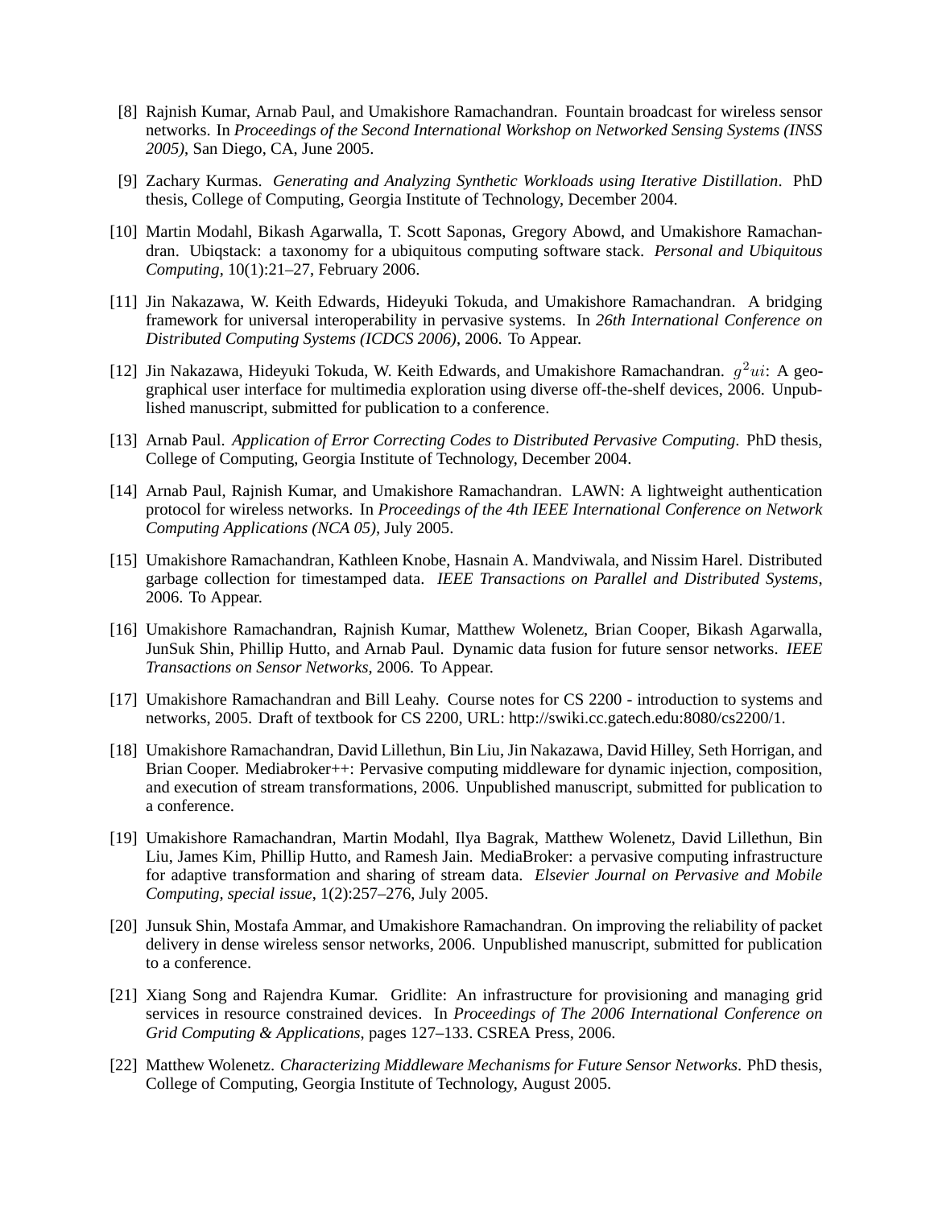[8] Rajnish Kumar, Arnab Paul, and Umakishore Ramachandran. Fountain broadcast for wireless sensor networks. In *Proceedings of the Second International Workshop on Networked Sensing Systems (INSS 2005)*, San Diego, CA, June 2005.

[9] Zachary Kurmas. *Generating and Analyzing Synthetic Workloads using Iterative Distillation*. PhD thesis, College of Computing, Georgia Institute of Technology, December 2004.

[10] Martin Modahl, Bikash Agarwalla, T. Scott Saponas, Gregory Abowd, and Umakishore Ramachandran. Ubiqstack: a taxonomy for a ubiquitous computing software stack. *Personal and Ubiquitous Computing*, 10(1):21–27, February 2006.

[11] Jin Nakazawa, W. Keith Edwards, Hideyuki Tokuda, and Umakishore Ramachandran. A bridging framework for universal interoperability in pervasive systems. In *26th International Conference on Distributed Computing Systems (ICDCS 2006)*, 2006. To Appear.

[12] Jin Nakazawa, Hideyuki Tokuda, W. Keith Edwards, and Umakishore Ramachandran. $g^2ui$: A geographical user interface for multimedia exploration using diverse off-the-shelf devices, 2006. Unpublished manuscript, submitted for publication to a conference.

[13] Arnab Paul. *Application of Error Correcting Codes to Distributed Pervasive Computing*. PhD thesis, College of Computing, Georgia Institute of Technology, December 2004.

[14] Arnab Paul, Rajnish Kumar, and Umakishore Ramachandran. LAWN: A lightweight authentication protocol for wireless networks. In *Proceedings of the 4th IEEE International Conference on Network Computing Applications (NCA 05)*, July 2005.

[15] Umakishore Ramachandran, Kathleen Knobe, Hasnain A. Mandviwala, and Nissim Harel. Distributed garbage collection for timestamped data. *IEEE Transactions on Parallel and Distributed Systems*, 2006. To Appear.

[16] Umakishore Ramachandran, Rajnish Kumar, Matthew Wolenetz, Brian Cooper, Bikash Agarwalla, JunSuk Shin, Phillip Hutto, and Arnab Paul. Dynamic data fusion for future sensor networks. *IEEE Transactions on Sensor Networks*, 2006. To Appear.

[17] Umakishore Ramachandran and Bill Leahy. Course notes for CS 2200 - introduction to systems and networks, 2005. Draft of textbook for CS 2200, URL: http://swiki.cc.gatech.edu:8080/cs2200/1.

[18] Umakishore Ramachandran, David Lillethun, Bin Liu, Jin Nakazawa, David Hilley, Seth Horrigan, and Brian Cooper. Mediabroker++: Pervasive computing middleware for dynamic injection, composition, and execution of stream transformations, 2006. Unpublished manuscript, submitted for publication to a conference.

[19] Umakishore Ramachandran, Martin Modahl, Ilya Bagrak, Matthew Wolenetz, David Lillethun, Bin Liu, James Kim, Phillip Hutto, and Ramesh Jain. MediaBroker: a pervasive computing infrastructure for adaptive transformation and sharing of stream data. *Elsevier Journal on Pervasive and Mobile Computing, special issue*, 1(2):257–276, July 2005.

[20] Junsuk Shin, Mostafa Ammar, and Umakishore Ramachandran. On improving the reliability of packet delivery in dense wireless sensor networks, 2006. Unpublished manuscript, submitted for publication to a conference.

[21] Xiang Song and Rajendra Kumar. Gridlite: An infrastructure for provisioning and managing grid services in resource constrained devices. In *Proceedings of The 2006 International Conference on Grid Computing & Applications*, pages 127–133. CSREA Press, 2006.

[22] Matthew Wolenetz. *Characterizing Middleware Mechanisms for Future Sensor Networks*. PhD thesis, College of Computing, Georgia Institute of Technology, August 2005.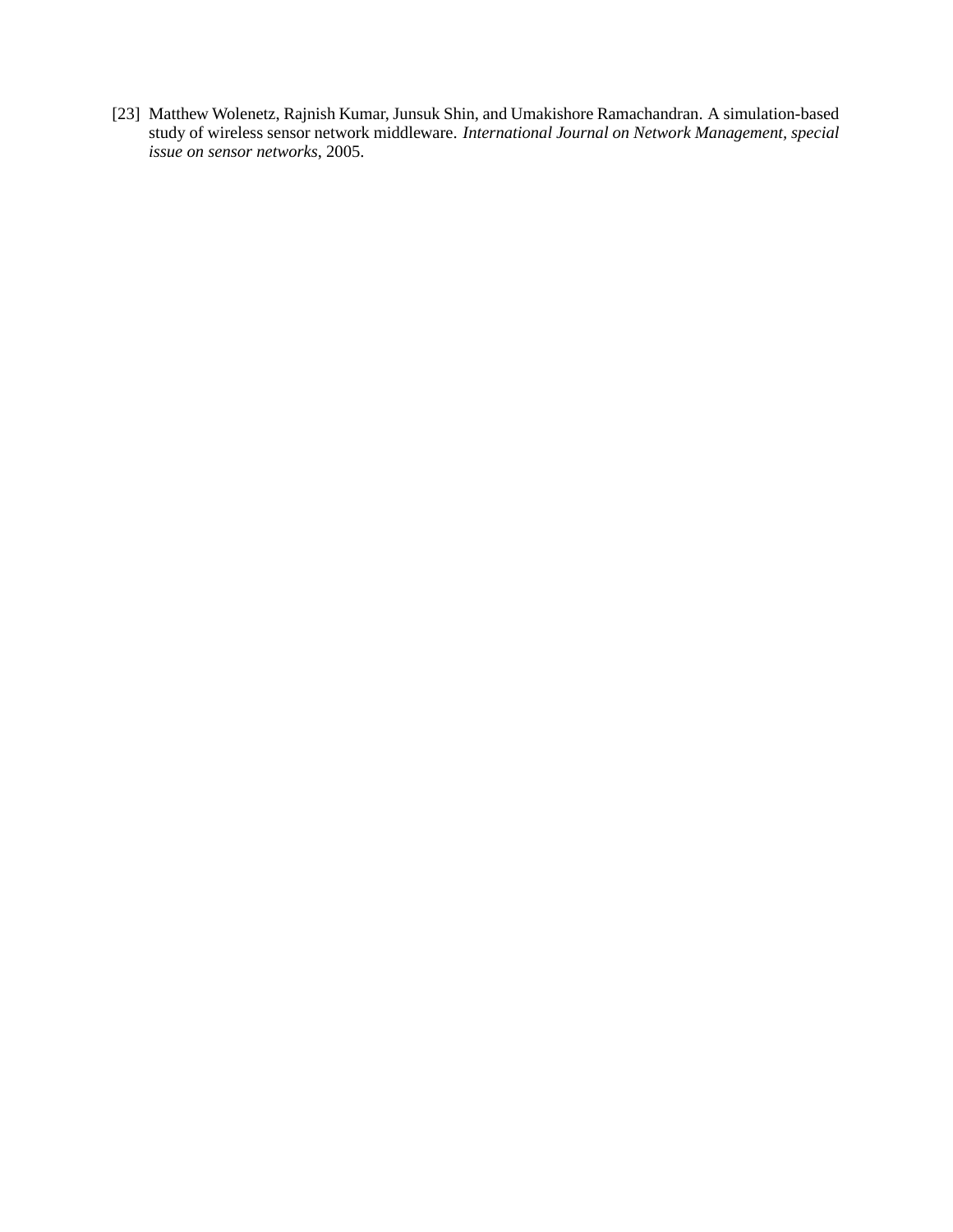[23] Matthew Wolenetz, Rajnish Kumar, Junsuk Shin, and Umakishore Ramachandran. A simulation-based study of wireless sensor network middleware. *International Journal on Network Management, special issue on sensor networks*, 2005.